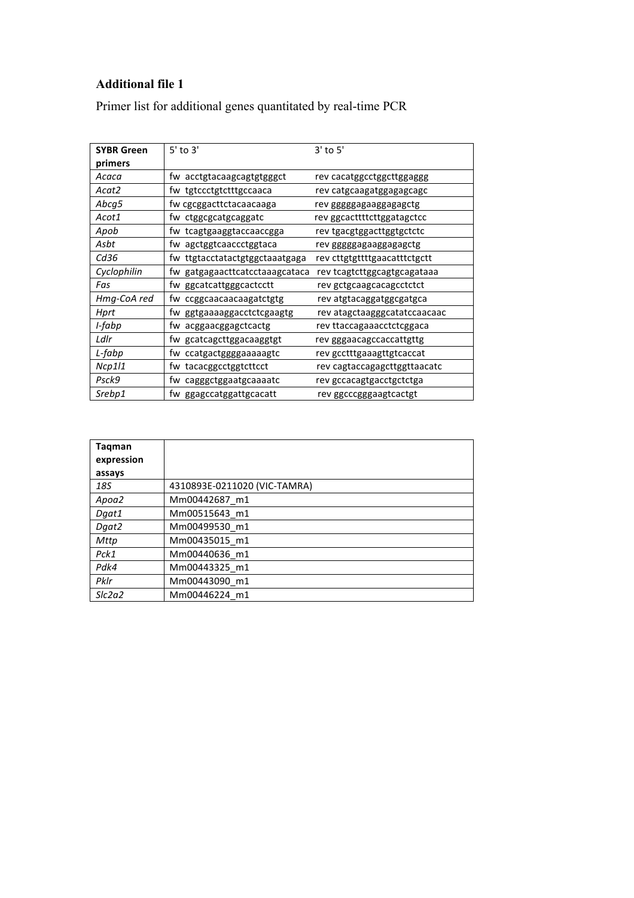**Additional file 1**

Primer list for additional genes quantitated by real-time PCR

| **SYBR Green primers** | 5' to 3' | 3' to 5' |
|---|---|---|
| *Acaca* | fw acctgtacaagcagtgtgggct | rev cacatggcctggcttggaggg |
| *Acat2* | fw tgtccctgtctttgccaaca | rev catgcaagatggagagcagc |
| *Abcg5* | fw cgcggacttctacaacaaga | rev gggggagaaggagagctg |
| *Acot1* | fw ctggcgcatgcaggatc | rev ggcacttttcttggatagctcc |
| *Apob* | fw tcagtgaaggtaccaaccgga | rev tgacgtggacttggtgctctc |
| *Asbt* | fw agctggtcaaccctggtaca | rev gggggagaaggagagctg |
| *Cd36* | fw ttgtacctatactgtggctaaatgaga | rev cttgtgttttgaacatttctgctt |
| *Cyclophilin* | fw gatgagaacttcatcctaaagcataca | rev tcagtcttggcagtgcagataaa |
| *Fas* | fw ggcatcattgggcactcctt | rev gctgcaagcacagcctctct |
| *Hmg-CoA red* | fw ccggcaacaacaagatctgtg | rev atgtacaggatggcgatgca |
| *Hprt* | fw ggtgaaaaggacctctcgaagtg | rev atagctaagggcatatccaacaac |
| *I-fabp* | fw acggaacggagctcactg | rev ttaccagaaacctctcggaca |
| *Ldlr* | fw gcatcagcttggacaaggtgt | rev gggaacagccaccattgttg |
| *L-fabp* | fw ccatgactggggaaaaagtc | rev gcctttgaaagttgtcaccat |
| *Ncp1l1* | fw tacacggcctggtcttcct | rev cagtaccagagcttggttaacatc |
| *Psck9* | fw cagggctggaatgcaaaatc | rev gccacagtgacctgctctga |
| *Srebp1* | fw ggagccatggattgcacatt | rev ggcccgggaagtcactgt |

| **Taqman expression assays** | |
|---|---|
| *18S* | 4310893E-0211020 (VIC-TAMRA) |
| *Apoa2* | Mm00442687_m1 |
| *Dgat1* | Mm00515643_m1 |
| *Dgat2* | Mm00499530_m1 |
| *Mttp* | Mm00435015_m1 |
| *Pck1* | Mm00440636_m1 |
| *Pdk4* | Mm00443325_m1 |
| *Pklr* | Mm00443090_m1 |
| *Slc2a2* | Mm00446224_m1 |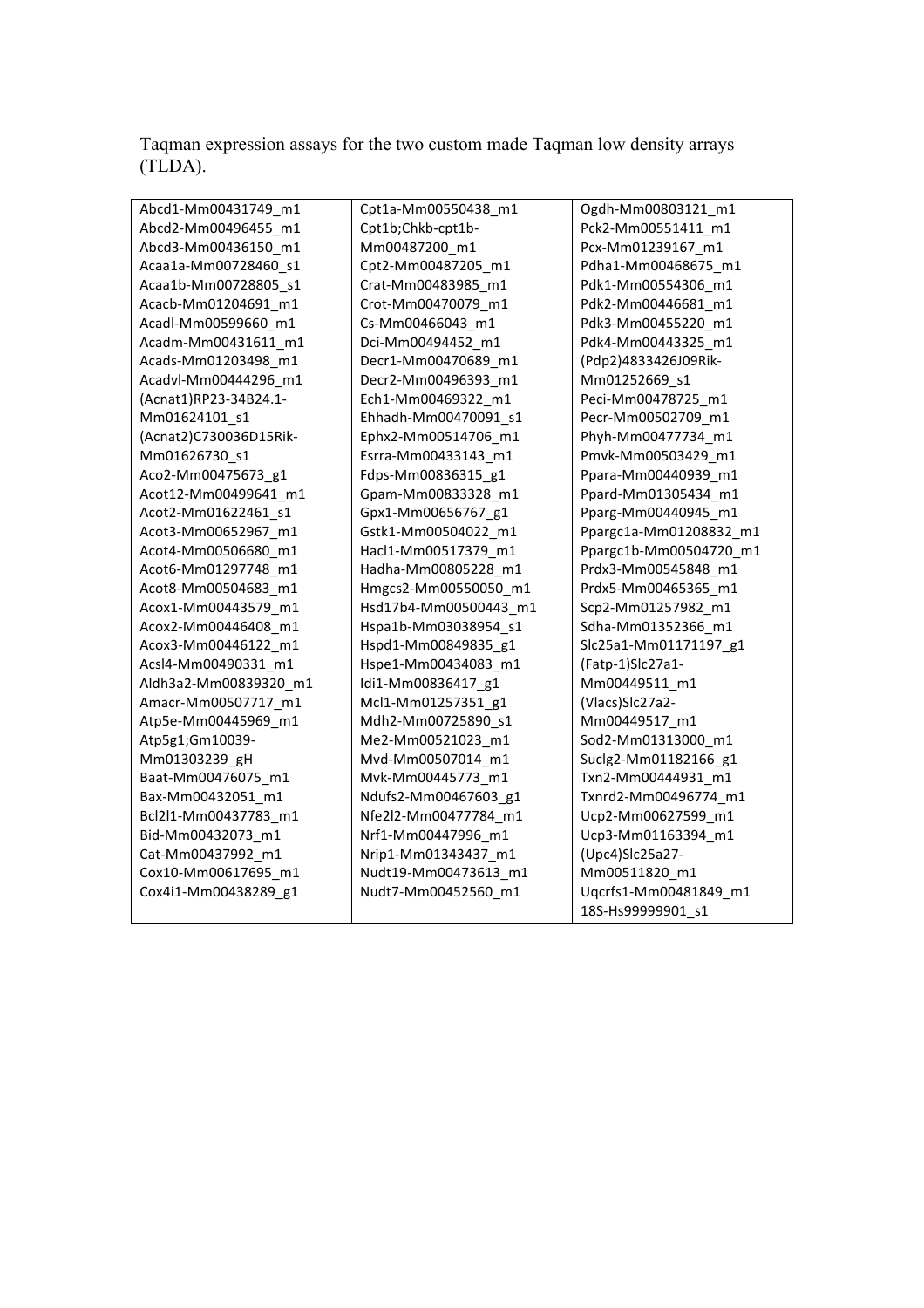Taqman expression assays for the two custom made Taqman low density arrays (TLDA).

| | | |
|---|---|---|
| Abcd1-Mm00431749_m1 | Cpt1a-Mm00550438_m1 | Ogdh-Mm00803121_m1 |
| Abcd2-Mm00496455_m1 | Cpt1b;Chkb-cpt1b-Mm00487200_m1 | Pck2-Mm00551411_m1 |
| Abcd3-Mm00436150_m1 | Cpt2-Mm00487205_m1 | Pcx-Mm01239167_m1 |
| Acaa1a-Mm00728460_s1 | Crat-Mm00483985_m1 | Pdha1-Mm00468675_m1 |
| Acaa1b-Mm00728805_s1 | Crot-Mm00470079_m1 | Pdk1-Mm00554306_m1 |
| Acacb-Mm01204691_m1 | Cs-Mm00466043_m1 | Pdk2-Mm00446681_m1 |
| Acadl-Mm00599660_m1 | Dci-Mm00494452_m1 | Pdk3-Mm00455220_m1 |
| Acadm-Mm00431611_m1 | Decr1-Mm00470689_m1 | Pdk4-Mm00443325_m1 |
| Acads-Mm01203498_m1 | Decr2-Mm00496393_m1 | (Pdp2)4833426J09Rik-Mm01252669_s1 |
| Acadvl-Mm00444296_m1 | Ech1-Mm00469322_m1 | Peci-Mm00478725_m1 |
| (Acnat1)RP23-34B24.1-Mm01624101_s1 | Ehhadh-Mm00470091_s1 | Pecr-Mm00502709_m1 |
| (Acnat2)C730036D15Rik-Mm01626730_s1 | Ephx2-Mm00514706_m1 | Phyh-Mm00477734_m1 |
| Aco2-Mm00475673_g1 | Esrra-Mm00433143_m1 | Pmvk-Mm00503429_m1 |
| Acot12-Mm00499641_m1 | Fdps-Mm00836315_g1 | Ppara-Mm00440939_m1 |
| Acot2-Mm01622461_s1 | Gpam-Mm00833328_m1 | Ppard-Mm01305434_m1 |
| Acot3-Mm00652967_m1 | Gpx1-Mm00656767_g1 | Pparg-Mm00440945_m1 |
| Acot4-Mm00506680_m1 | Gstk1-Mm00504022_m1 | Ppargc1a-Mm01208832_m1 |
| Acot6-Mm01297748_m1 | Hacl1-Mm00517379_m1 | Ppargc1b-Mm00504720_m1 |
| Acot8-Mm00504683_m1 | Hadha-Mm00805228_m1 | Prdx3-Mm00545848_m1 |
| Acox1-Mm00443579_m1 | Hmgcs2-Mm00550050_m1 | Prdx5-Mm00465365_m1 |
| Acox2-Mm00446408_m1 | Hsd17b4-Mm00500443_m1 | Scp2-Mm01257982_m1 |
| Acox3-Mm00446122_m1 | Hspa1b-Mm03038954_s1 | Sdha-Mm01352366_m1 |
| Acsl4-Mm00490331_m1 | Hspd1-Mm00849835_g1 | Slc25a1-Mm01171197_g1 |
| Aldh3a2-Mm00839320_m1 | Hspe1-Mm00434083_m1 | (Fatp-1)Slc27a1-Mm00449511_m1 |
| Amacr-Mm00507717_m1 | Idi1-Mm00836417_g1 | (Vlacs)Slc27a2-Mm00449517_m1 |
| Atp5e-Mm00445969_m1 | Mcl1-Mm01257351_g1 | Sod2-Mm01313000_m1 |
| Atp5g1;Gm10039-Mm01303239_gH | Mdh2-Mm00725890_s1 | Suclg2-Mm01182166_g1 |
| Baat-Mm00476075_m1 | Me2-Mm00521023_m1 | Txn2-Mm00444931_m1 |
| Bax-Mm00432051_m1 | Mvd-Mm00507014_m1 | Txnrd2-Mm00496774_m1 |
| Bcl2l1-Mm00437783_m1 | Mvk-Mm00445773_m1 | Ucp2-Mm00627599_m1 |
| Bid-Mm00432073_m1 | Ndufs2-Mm00467603_g1 | Ucp3-Mm01163394_m1 |
| Cat-Mm00437992_m1 | Nfe2l2-Mm00477784_m1 | (Upc4)Slc25a27-Mm00511820_m1 |
| Cox10-Mm00617695_m1 | Nrf1-Mm00447996_m1 | Uqcrfs1-Mm00481849_m1 |
| Cox4i1-Mm00438289_g1 | Nrip1-Mm01343437_m1 | 18S-Hs99999901_s1 |
| | Nudt19-Mm00473613_m1 | |
| | Nudt7-Mm00452560_m1 | |